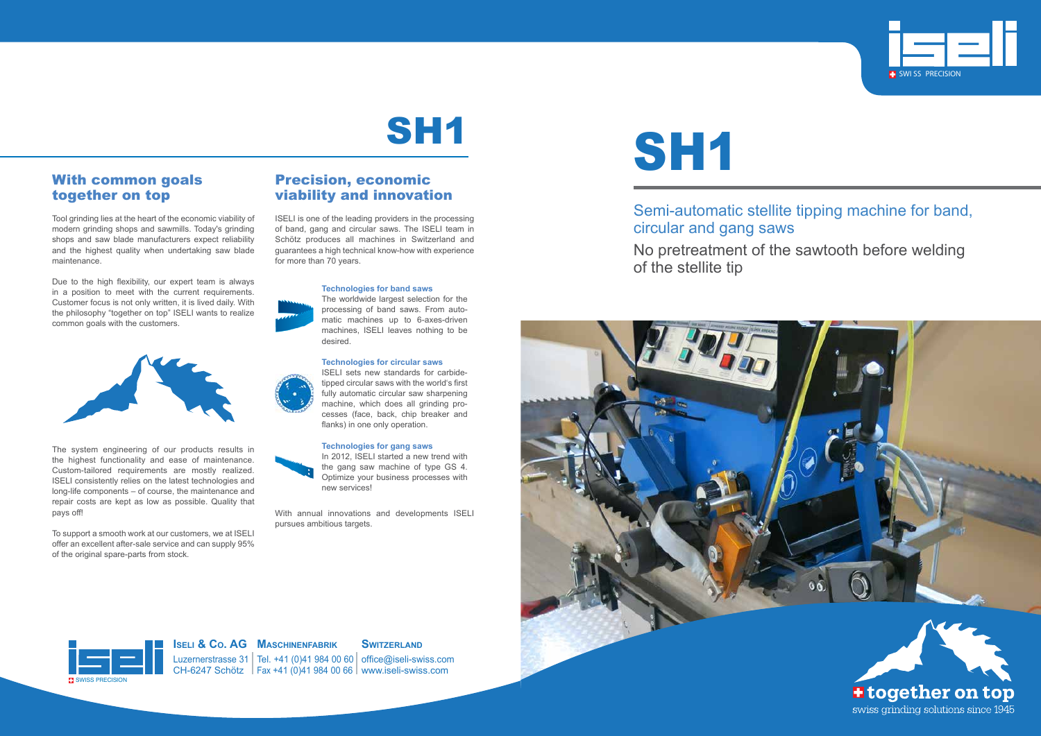# SH1

## With common goals together on top

Tool grinding lies at the heart of the economic viability of modern grinding shops and sawmills. Today's grinding shops and saw blade manufacturers expect reliability and the highest quality when undertaking saw blade maintenance.

Due to the high flexibility, our expert team is always in a position to meet with the current requirements. Customer focus is not only written, it is lived daily. With the philosophy "together on top" ISELI wants to realize common goals with the customers.

The system engineering of our products results in the highest functionality and ease of maintenance. Custom-tailored requirements are mostly realized. ISELI consistently relies on the latest technologies and long-life components – of course, the maintenance and repair costs are kept as low as possible. Quality that pays off!

To support a smooth work at our customers, we at ISELI offer an excellent after-sale service and can supply 95% of the original spare-parts from stock.

## Precision, economic viability and innovation

ISELI is one of the leading providers in the processing of band, gang and circular saws. The ISELI team in Schötz produces all machines in Switzerland and guarantees a high technical know-how with experience for more than 70 years.

**Technologies for band saws**
The worldwide largest selection for the processing of band saws. From automatic machines up to 6-axes-driven machines, ISELI leaves nothing to be desired.

**Technologies for circular saws**
ISELI sets new standards for carbide-tipped circular saws with the world's first fully automatic circular saw sharpening machine, which does all grinding processes (face, back, chip breaker and flanks) in one only operation.

**Technologies for gang saws**
In 2012, ISELI started a new trend with the gang saw machine of type GS 4. Optimize your business processes with new services!

With annual innovations and developments ISELI pursues ambitious targets.

**ISELI & CO. AG** | **MASCHINENFABRIK** | **SWITZERLAND**
Luzernerstrasse 31 | Tel. +41 (0)41 984 00 60 | office@iseli-swiss.com
CH-6247 Schötz | Fax +41 (0)41 984 00 66 | www.iseli-swiss.com

SWISS PRECISION

# SH1

## Semi-automatic stellite tipping machine for band, circular and gang saws

No pretreatment of the sawtooth before welding of the stellite tip

**together on top**
swiss grinding solutions since 1945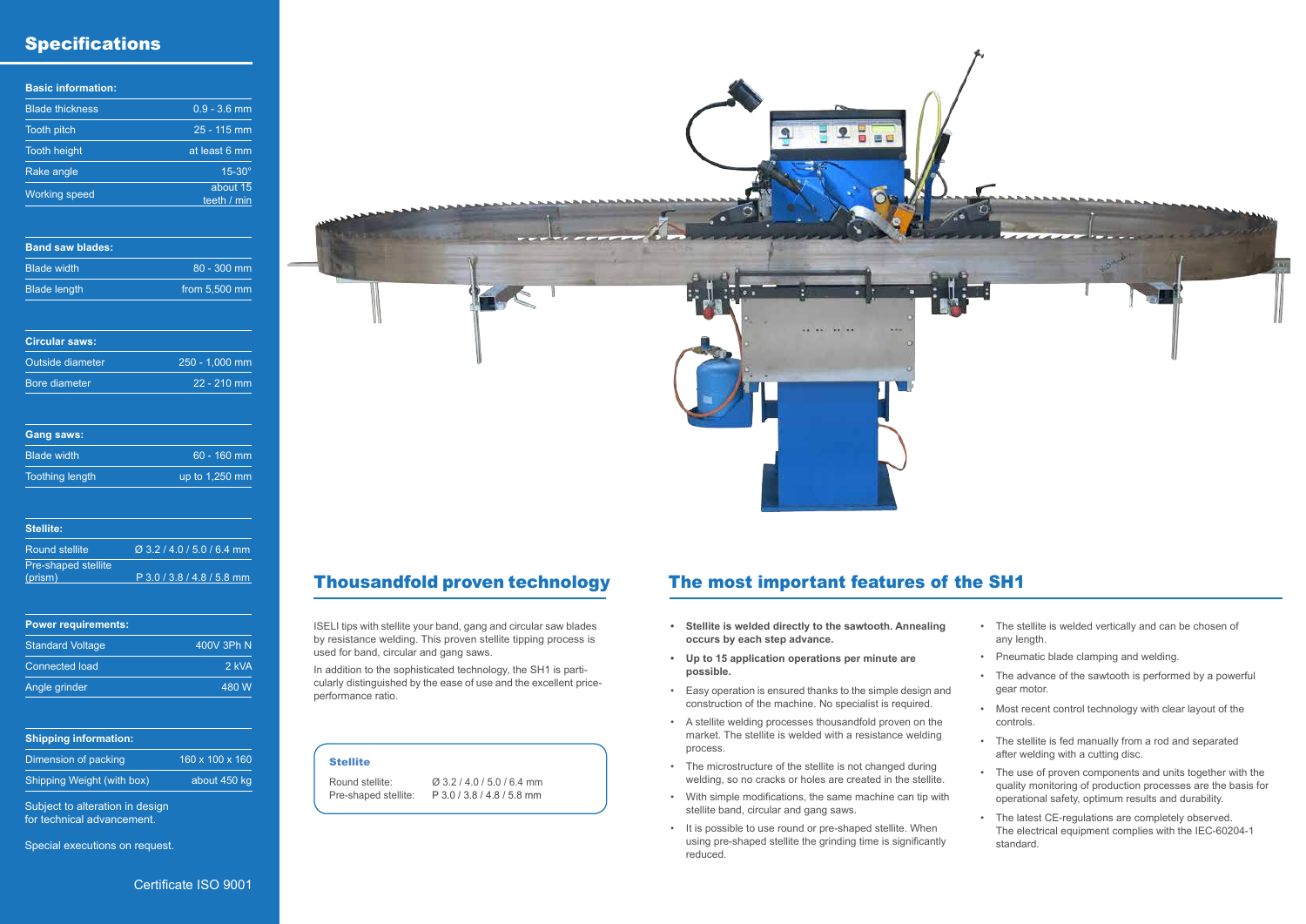## Specifications

| Basic information: | |
|---|---|
| Blade thickness | 0.9 - 3.6 mm |
| Tooth pitch | 25 - 115 mm |
| Tooth height | at least 6 mm |
| Rake angle | 15-30° |
| Working speed | about 15 teeth / min |

| Band saw blades: | |
|---|---|
| Blade width | 80 - 300 mm |
| Blade length | from 5,500 mm |

| Circular saws: | |
|---|---|
| Outside diameter | 250 - 1,000 mm |
| Bore diameter | 22 - 210 mm |

| Gang saws: | |
|---|---|
| Blade width | 60 - 160 mm |
| Toothing length | up to 1,250 mm |

| Stellite: | |
|---|---|
| Round stellite | Ø 3.2 / 4.0 / 5.0 / 6.4 mm |
| Pre-shaped stellite (prism) | P 3.0 / 3.8 / 4.8 / 5.8 mm |

| Power requirements: | |
|---|---|
| Standard Voltage | 400V 3Ph N |
| Connected load | 2 kVA |
| Angle grinder | 480 W |

| Shipping information: | |
|---|---|
| Dimension of packing | 160 x 100 x 160 |
| Shipping Weight (with box) | about 450 kg |

Subject to alteration in design for technical advancement.

Special executions on request.

Certificate ISO 9001

## Thousandfold proven technology

ISELI tips with stellite your band, gang and circular saw blades by resistance welding. This proven stellite tipping process is used for band, circular and gang saws.

In addition to the sophisticated technology, the SH1 is particularly distinguished by the ease of use and the excellent price-performance ratio.

### Stellite

| | |
|---|---|
| Round stellite: | Ø 3.2 / 4.0 / 5.0 / 6.4 mm |
| Pre-shaped stellite: | P 3.0 / 3.8 / 4.8 / 5.8 mm |

## The most important features of the SH1

- **Stellite is welded directly to the sawtooth. Annealing occurs by each step advance.**
- **Up to 15 application operations per minute are possible.**
- Easy operation is ensured thanks to the simple design and construction of the machine. No specialist is required.
- A stellite welding processes thousandfold proven on the market. The stellite is welded with a resistance welding process.
- The microstructure of the stellite is not changed during welding, so no cracks or holes are created in the stellite.
- With simple modifications, the same machine can tip with stellite band, circular and gang saws.
- It is possible to use round or pre-shaped stellite. When using pre-shaped stellite the grinding time is significantly reduced.
- The stellite is welded vertically and can be chosen of any length.
- Pneumatic blade clamping and welding.
- The advance of the sawtooth is performed by a powerful gear motor.
- Most recent control technology with clear layout of the controls.
- The stellite is fed manually from a rod and separated after welding with a cutting disc.
- The use of proven components and units together with the quality monitoring of production processes are the basis for operational safety, optimum results and durability.
- The latest CE-regulations are completely observed. The electrical equipment complies with the IEC-60204-1 standard.